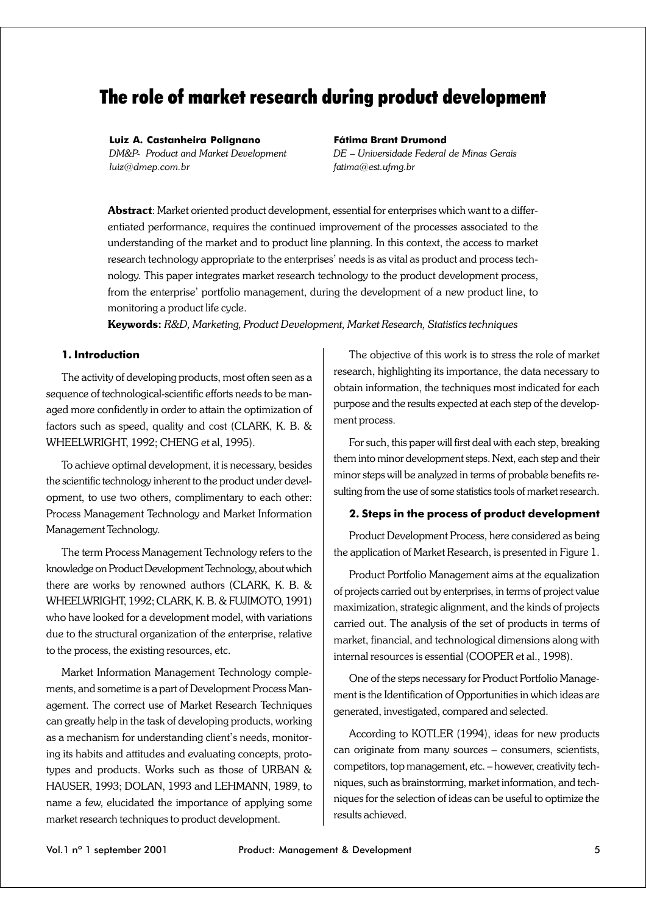# The role of market research during product development

**Luiz A. Castanheira Polignano**
*DM&P- Product and Market Development*
*luiz@dmep.com.br*

**Fátima Brant Drumond**
*DE – Universidade Federal de Minas Gerais*
*fatima@est.ufmg.br*

**Abstract**: Market oriented product development, essential for enterprises which want to a differentiated performance, requires the continued improvement of the processes associated to the understanding of the market and to product line planning. In this context, the access to market research technology appropriate to the enterprises' needs is as vital as product and process technology. This paper integrates market research technology to the product development process, from the enterprise' portfolio management, during the development of a new product line, to monitoring a product life cycle.

**Keywords:** *R&D, Marketing, Product Development, Market Research, Statistics techniques*

## 1. Introduction

The activity of developing products, most often seen as a sequence of technological-scientific efforts needs to be managed more confidently in order to attain the optimization of factors such as speed, quality and cost (CLARK, K. B. & WHEELWRIGHT, 1992; CHENG et al, 1995).

To achieve optimal development, it is necessary, besides the scientific technology inherent to the product under development, to use two others, complimentary to each other: Process Management Technology and Market Information Management Technology.

The term Process Management Technology refers to the knowledge on Product Development Technology, about which there are works by renowned authors (CLARK, K. B. & WHEELWRIGHT, 1992; CLARK, K. B. & FUJIMOTO, 1991) who have looked for a development model, with variations due to the structural organization of the enterprise, relative to the process, the existing resources, etc.

Market Information Management Technology complements, and sometime is a part of Development Process Management. The correct use of Market Research Techniques can greatly help in the task of developing products, working as a mechanism for understanding client's needs, monitoring its habits and attitudes and evaluating concepts, prototypes and products. Works such as those of URBAN & HAUSER, 1993; DOLAN, 1993 and LEHMANN, 1989, to name a few, elucidated the importance of applying some market research techniques to product development.

The objective of this work is to stress the role of market research, highlighting its importance, the data necessary to obtain information, the techniques most indicated for each purpose and the results expected at each step of the development process.

For such, this paper will first deal with each step, breaking them into minor development steps. Next, each step and their minor steps will be analyzed in terms of probable benefits resulting from the use of some statistics tools of market research.

## 2. Steps in the process of product development

Product Development Process, here considered as being the application of Market Research, is presented in Figure 1.

Product Portfolio Management aims at the equalization of projects carried out by enterprises, in terms of project value maximization, strategic alignment, and the kinds of projects carried out. The analysis of the set of products in terms of market, financial, and technological dimensions along with internal resources is essential (COOPER et al., 1998).

One of the steps necessary for Product Portfolio Management is the Identification of Opportunities in which ideas are generated, investigated, compared and selected.

According to KOTLER (1994), ideas for new products can originate from many sources – consumers, scientists, competitors, top management, etc. – however, creativity techniques, such as brainstorming, market information, and techniques for the selection of ideas can be useful to optimize the results achieved.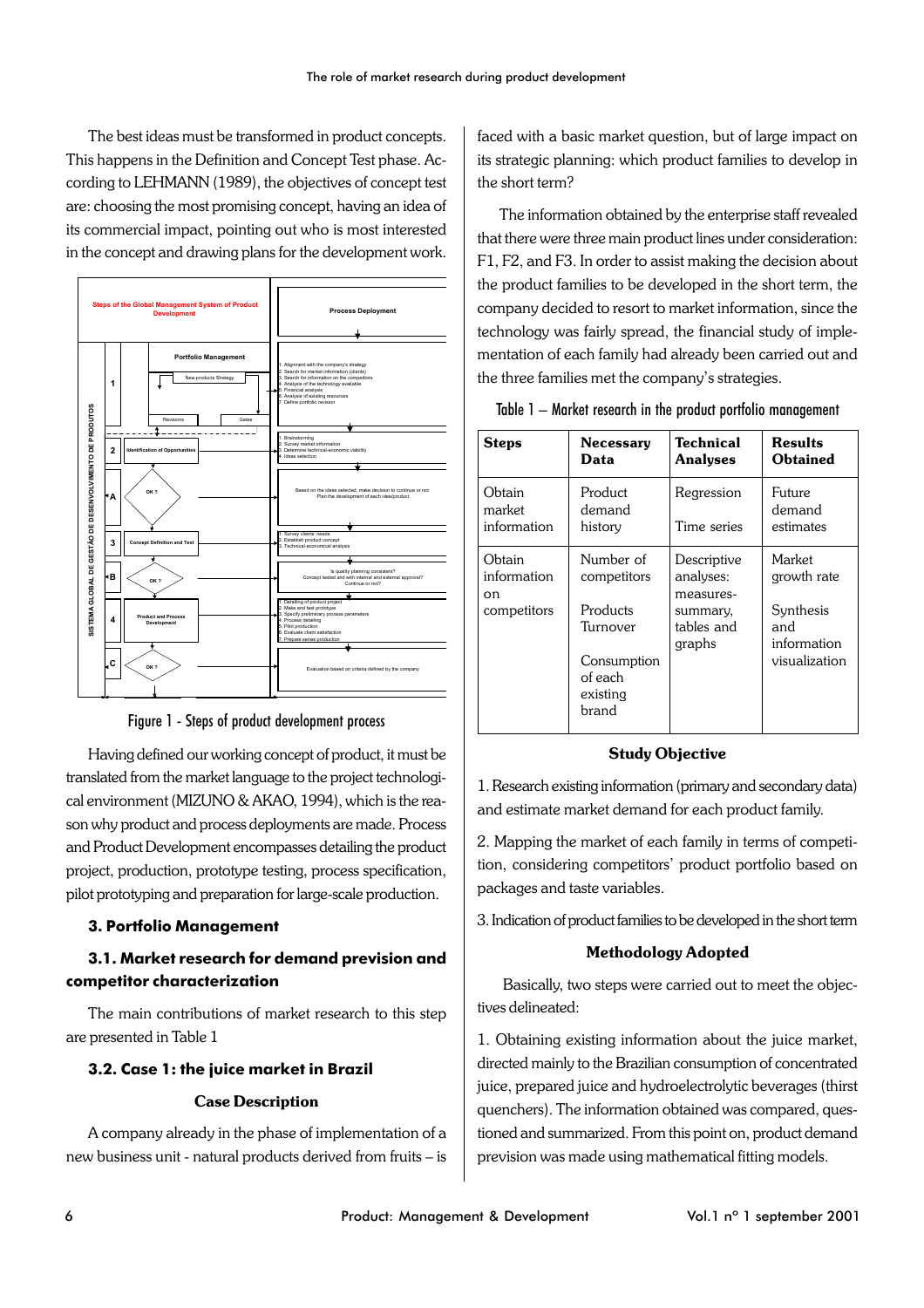The best ideas must be transformed in product concepts. This happens in the Definition and Concept Test phase. According to LEHMANN (1989), the objectives of concept test are: choosing the most promising concept, having an idea of its commercial impact, pointing out who is most interested in the concept and drawing plans for the development work.

Figure 1 - Steps of product development process

Having defined our working concept of product, it must be translated from the market language to the project technological environment (MIZUNO & AKAO, 1994), which is the reason why product and process deployments are made. Process and Product Development encompasses detailing the product project, production, prototype testing, process specification, pilot prototyping and preparation for large-scale production.

## 3. Portfolio Management

### 3.1. Market research for demand prevision and competitor characterization

The main contributions of market research to this step are presented in Table 1

### 3.2. Case 1: the juice market in Brazil

#### Case Description

A company already in the phase of implementation of a new business unit - natural products derived from fruits – is faced with a basic market question, but of large impact on its strategic planning: which product families to develop in the short term?

The information obtained by the enterprise staff revealed that there were three main product lines under consideration: F1, F2, and F3. In order to assist making the decision about the product families to be developed in the short term, the company decided to resort to market information, since the technology was fairly spread, the financial study of implementation of each family had already been carried out and the three families met the company's strategies.

Table 1 – Market research in the product portfolio management

| Steps | Necessary Data | Technical Analyses | Results Obtained |
|---|---|---|---|
| Obtain market information | Product demand history | Regression<br>Time series | Future demand estimates |
| Obtain information on competitors | Number of competitors<br>Products Turnover<br>Consumption of each existing brand | Descriptive analyses: measures-summary, tables and graphs | Market growth rate<br>Synthesis and information visualization |

#### Study Objective

1. Research existing information (primary and secondary data) and estimate market demand for each product family.

2. Mapping the market of each family in terms of competition, considering competitors' product portfolio based on packages and taste variables.

3. Indication of product families to be developed in the short term

#### Methodology Adopted

Basically, two steps were carried out to meet the objectives delineated:

1. Obtaining existing information about the juice market, directed mainly to the Brazilian consumption of concentrated juice, prepared juice and hydroelectrolytic beverages (thirst quenchers). The information obtained was compared, questioned and summarized. From this point on, product demand prevision was made using mathematical fitting models.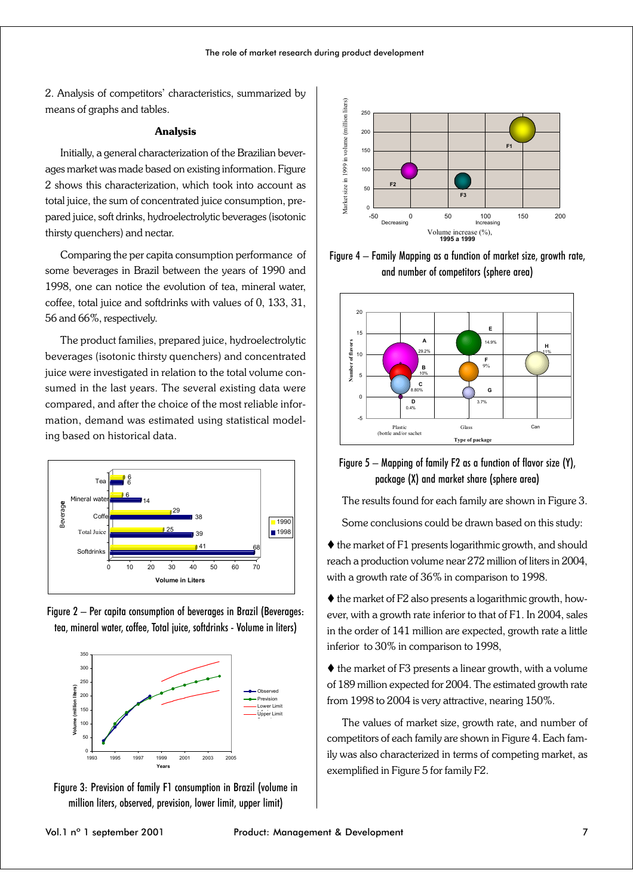2. Analysis of competitors' characteristics, summarized by means of graphs and tables.

### Analysis

Initially, a general characterization of the Brazilian beverages market was made based on existing information. Figure 2 shows this characterization, which took into account as total juice, the sum of concentrated juice consumption, prepared juice, soft drinks, hydroelectrolytic beverages (isotonic thirsty quenchers) and nectar.

Comparing the per capita consumption performance of some beverages in Brazil between the years of 1990 and 1998, one can notice the evolution of tea, mineral water, coffee, total juice and softdrinks with values of 0, 133, 31, 56 and 66%, respectively.

The product families, prepared juice, hydroelectrolytic beverages (isotonic thirsty quenchers) and concentrated juice were investigated in relation to the total volume consumed in the last years. The several existing data were compared, and after the choice of the most reliable information, demand was estimated using statistical modeling based on historical data.

Figure 2 – Per capita consumption of beverages in Brazil (Beverages: tea, mineral water, coffee, Total juice, softdrinks - Volume in liters)

Figure 3: Prevision of family F1 consumption in Brazil (volume in million liters, observed, prevision, lower limit, upper limit)

Figure 4 – Family Mapping as a function of market size, growth rate, and number of competitors (sphere area)

Figure 5 – Mapping of family F2 as a function of flavor size (Y), package (X) and market share (sphere area)

The results found for each family are shown in Figure 3.

Some conclusions could be drawn based on this study:

♦ the market of F1 presents logarithmic growth, and should reach a production volume near 272 million of liters in 2004, with a growth rate of 36% in comparison to 1998.

♦ the market of F2 also presents a logarithmic growth, however, with a growth rate inferior to that of F1. In 2004, sales in the order of 141 million are expected, growth rate a little inferior to 30% in comparison to 1998,

♦ the market of F3 presents a linear growth, with a volume of 189 million expected for 2004. The estimated growth rate from 1998 to 2004 is very attractive, nearing 150%.

The values of market size, growth rate, and number of competitors of each family are shown in Figure 4. Each family was also characterized in terms of competing market, as exemplified in Figure 5 for family F2.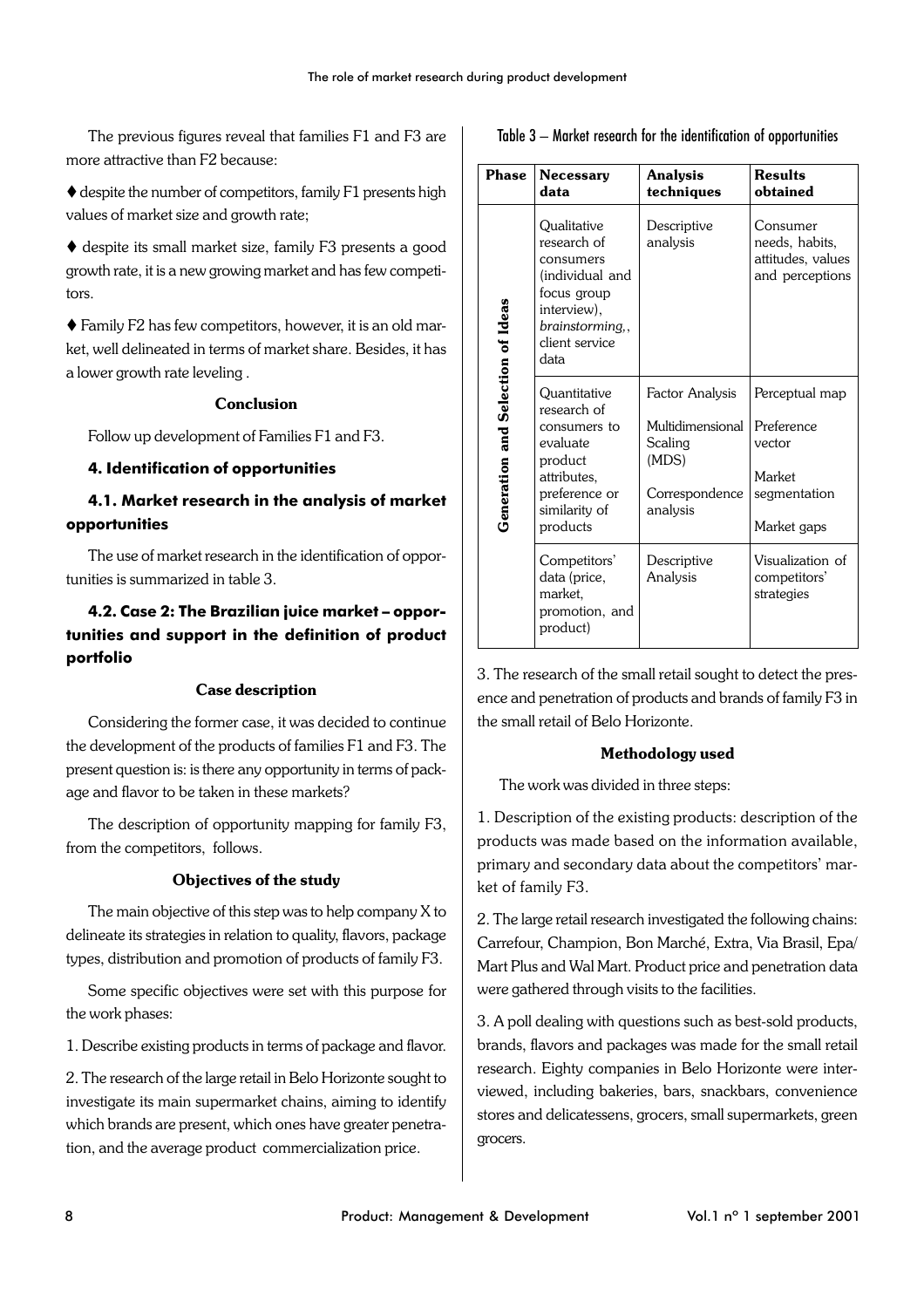The previous figures reveal that families F1 and F3 are more attractive than F2 because:

♦ despite the number of competitors, family F1 presents high values of market size and growth rate;

♦ despite its small market size, family F3 presents a good growth rate, it is a new growing market and has few competitors.

♦ Family F2 has few competitors, however, it is an old market, well delineated in terms of market share. Besides, it has a lower growth rate leveling .

**Conclusion**

Follow up development of Families F1 and F3.

## 4. Identification of opportunities

### 4.1. Market research in the analysis of market opportunities

The use of market research in the identification of opportunities is summarized in table 3.

### 4.2. Case 2: The Brazilian juice market – opportunities and support in the definition of product portfolio

**Case description**

Considering the former case, it was decided to continue the development of the products of families F1 and F3. The present question is: is there any opportunity in terms of package and flavor to be taken in these markets?

The description of opportunity mapping for family F3, from the competitors, follows.

**Objectives of the study**

The main objective of this step was to help company X to delineate its strategies in relation to quality, flavors, package types, distribution and promotion of products of family F3.

Some specific objectives were set with this purpose for the work phases:

1. Describe existing products in terms of package and flavor.

2. The research of the large retail in Belo Horizonte sought to investigate its main supermarket chains, aiming to identify which brands are present, which ones have greater penetration, and the average product commercialization price.

Table 3 – Market research for the identification of opportunities

| Phase | Necessary data | Analysis techniques | Results obtained |
|---|---|---|---|
| Generation and Selection of Ideas | Qualitative research of consumers (individual and focus group interview), *brainstorming,*, client service data | Descriptive analysis | Consumer needs, habits, attitudes, values and perceptions |
| | Quantitative research of consumers to evaluate product attributes, preference or similarity of products | Factor Analysis<br>Multidimensional Scaling (MDS)<br>Correspondence analysis | Perceptual map<br>Preference vector<br>Market segmentation<br>Market gaps |
| | Competitors' data (price, market, promotion, and product) | Descriptive Analysis | Visualization of competitors' strategies |

3. The research of the small retail sought to detect the presence and penetration of products and brands of family F3 in the small retail of Belo Horizonte.

**Methodology used**

The work was divided in three steps:

1. Description of the existing products: description of the products was made based on the information available, primary and secondary data about the competitors' market of family F3.

2. The large retail research investigated the following chains: Carrefour, Champion, Bon Marché, Extra, Via Brasil, Epa/Mart Plus and Wal Mart. Product price and penetration data were gathered through visits to the facilities.

3. A poll dealing with questions such as best-sold products, brands, flavors and packages was made for the small retail research. Eighty companies in Belo Horizonte were interviewed, including bakeries, bars, snackbars, convenience stores and delicatessens, grocers, small supermarkets, green grocers.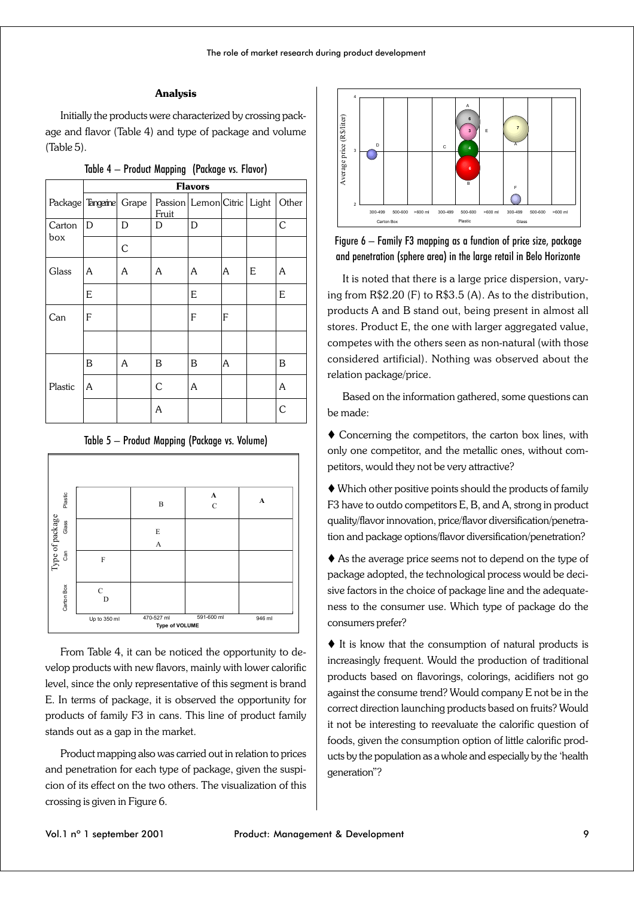## Analysis

Initially the products were characterized by crossing package and flavor (Table 4) and type of package and volume (Table 5).

Table 4 – Product Mapping (Package vs. Flavor)

| Package | Flavors | | | | | | |
|---|---|---|---|---|---|---|---|
| | Tangerine | Grape | Passion Fruit | Lemon | Citric | Light | Other |
| Carton box | D | D | D | D | | | C |
| | | C | | | | | |
| Glass | A | A | A | A | A | E | A |
| | E | | | E | | | E |
| Can | F | | | F | F | | |
| | | | | | | | |
| Plastic | B | A | B | B | A | | B |
| | A | | C | A | | | A |
| | | | A | | | | C |

Table 5 – Product Mapping (Package vs. Volume)

| Type of package | Up to 350 ml | 470-527 ml | 591-600 ml | 946 ml |
|---|---|---|---|---|
| Plastic | | B | A C | A |
| Glass | | E A | | |
| Can | F | | | |
| Carton Box | C D | | | |

From Table 4, it can be noticed the opportunity to develop products with new flavors, mainly with lower calorific level, since the only representative of this segment is brand E. In terms of package, it is observed the opportunity for products of family F3 in cans. This line of product family stands out as a gap in the market.

Product mapping also was carried out in relation to prices and penetration for each type of package, given the suspicion of its effect on the two others. The visualization of this crossing is given in Figure 6.

Figure 6 – Family F3 mapping as a function of price size, package and penetration (sphere area) in the large retail in Belo Horizonte

It is noted that there is a large price dispersion, varying from R$2.20 (F) to R$3.5 (A). As to the distribution, products A and B stand out, being present in almost all stores. Product E, the one with larger aggregated value, competes with the others seen as non-natural (with those considered artificial). Nothing was observed about the relation package/price.

Based on the information gathered, some questions can be made:

♦ Concerning the competitors, the carton box lines, with only one competitor, and the metallic ones, without competitors, would they not be very attractive?

♦ Which other positive points should the products of family F3 have to outdo competitors E, B, and A, strong in product quality/flavor innovation, price/flavor diversification/penetration and package options/flavor diversification/penetration?

♦ As the average price seems not to depend on the type of package adopted, the technological process would be decisive factors in the choice of package line and the adequateness to the consumer use. Which type of package do the consumers prefer?

♦ It is know that the consumption of natural products is increasingly frequent. Would the production of traditional products based on flavorings, colorings, acidifiers not go against the consume trend? Would company E not be in the correct direction launching products based on fruits? Would it not be interesting to reevaluate the calorific question of foods, given the consumption option of little calorific products by the population as a whole and especially by the 'health generation"?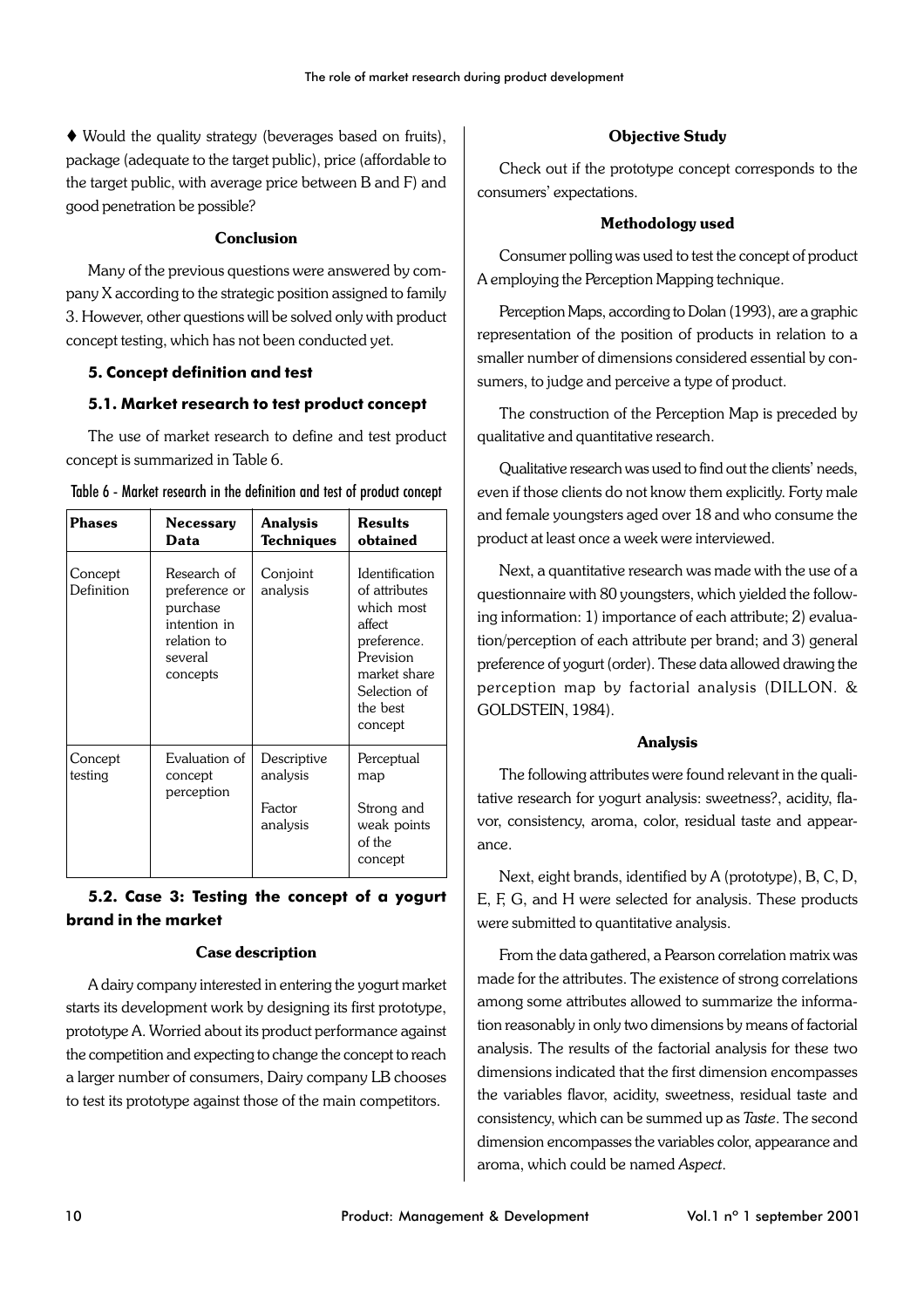♦ Would the quality strategy (beverages based on fruits), package (adequate to the target public), price (affordable to the target public, with average price between B and F) and good penetration be possible?

**Conclusion**

Many of the previous questions were answered by company X according to the strategic position assigned to family 3. However, other questions will be solved only with product concept testing, which has not been conducted yet.

## 5. Concept definition and test

### 5.1. Market research to test product concept

The use of market research to define and test product concept is summarized in Table 6.

Table 6 - Market research in the definition and test of product concept

| Phases | Necessary Data | Analysis Techniques | Results obtained |
|---|---|---|---|
| Concept Definition | Research of preference or purchase intention in relation to several concepts | Conjoint analysis | Identification of attributes which most affect preference. Prevision market share Selection of the best concept |
| Concept testing | Evaluation of concept perception | Descriptive analysis<br><br>Factor analysis | Perceptual map<br><br>Strong and weak points of the concept |

### 5.2. Case 3: Testing the concept of a yogurt brand in the market

**Case description**

A dairy company interested in entering the yogurt market starts its development work by designing its first prototype, prototype A. Worried about its product performance against the competition and expecting to change the concept to reach a larger number of consumers, Dairy company LB chooses to test its prototype against those of the main competitors.

**Objective Study**

Check out if the prototype concept corresponds to the consumers' expectations.

**Methodology used**

Consumer polling was used to test the concept of product A employing the Perception Mapping technique.

Perception Maps, according to Dolan (1993), are a graphic representation of the position of products in relation to a smaller number of dimensions considered essential by consumers, to judge and perceive a type of product.

The construction of the Perception Map is preceded by qualitative and quantitative research.

Qualitative research was used to find out the clients' needs, even if those clients do not know them explicitly. Forty male and female youngsters aged over 18 and who consume the product at least once a week were interviewed.

Next, a quantitative research was made with the use of a questionnaire with 80 youngsters, which yielded the following information: 1) importance of each attribute; 2) evaluation/perception of each attribute per brand; and 3) general preference of yogurt (order). These data allowed drawing the perception map by factorial analysis (DILLON. & GOLDSTEIN, 1984).

**Analysis**

The following attributes were found relevant in the qualitative research for yogurt analysis: sweetness?, acidity, flavor, consistency, aroma, color, residual taste and appearance.

Next, eight brands, identified by A (prototype), B, C, D, E, F, G, and H were selected for analysis. These products were submitted to quantitative analysis.

From the data gathered, a Pearson correlation matrix was made for the attributes. The existence of strong correlations among some attributes allowed to summarize the information reasonably in only two dimensions by means of factorial analysis. The results of the factorial analysis for these two dimensions indicated that the first dimension encompasses the variables flavor, acidity, sweetness, residual taste and consistency, which can be summed up as *Taste*. The second dimension encompasses the variables color, appearance and aroma, which could be named *Aspect*.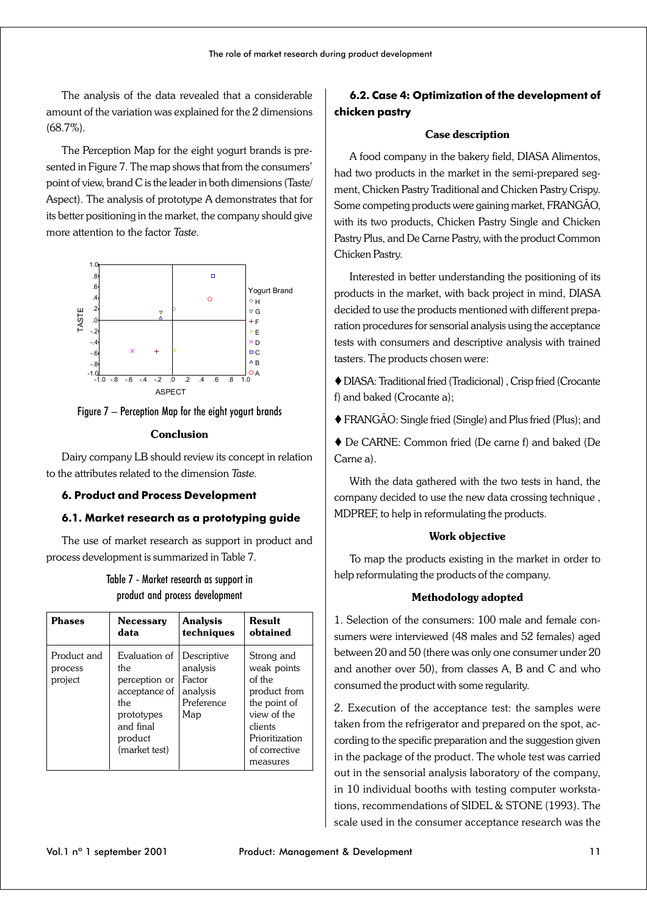The analysis of the data revealed that a considerable amount of the variation was explained for the 2 dimensions (68.7%).

The Perception Map for the eight yogurt brands is presented in Figure 7. The map shows that from the consumers' point of view, brand C is the leader in both dimensions (Taste/Aspect). The analysis of prototype A demonstrates that for its better positioning in the market, the company should give more attention to the factor *Taste*.

Figure 7 – Perception Map for the eight yogurt brands

**Conclusion**

Dairy company LB should review its concept in relation to the attributes related to the dimension *Taste*.

## 6. Product and Process Development

### 6.1. Market research as a prototyping guide

The use of market research as support in product and process development is summarized in Table 7.

Table 7 - Market research as support in product and process development

| Phases | Necessary data | Analysis techniques | Result obtained |
|---|---|---|---|
| Product and process project | Evaluation of the perception or acceptance of the prototypes and final product (market test) | Descriptive analysis Factor analysis Preference Map | Strong and weak points of the product from the point of view of the clients Prioritization of corrective measures |

### 6.2. Case 4: Optimization of the development of chicken pastry

**Case description**

A food company in the bakery field, DIASA Alimentos, had two products in the market in the semi-prepared segment, Chicken Pastry Traditional and Chicken Pastry Crispy. Some competing products were gaining market, FRANGÃO, with its two products, Chicken Pastry Single and Chicken Pastry Plus, and De Carne Pastry, with the product Common Chicken Pastry.

Interested in better understanding the positioning of its products in the market, with back project in mind, DIASA decided to use the products mentioned with different preparation procedures for sensorial analysis using the acceptance tests with consumers and descriptive analysis with trained tasters. The products chosen were:

♦ DIASA: Traditional fried (Tradicional) , Crisp fried (Crocante f) and baked (Crocante a);

♦ FRANGÃO: Single fried (Single) and Plus fried (Plus); and

♦ De CARNE: Common fried (De carne f) and baked (De Carne a).

With the data gathered with the two tests in hand, the company decided to use the new data crossing technique , MDPREF, to help in reformulating the products.

**Work objective**

To map the products existing in the market in order to help reformulating the products of the company.

**Methodology adopted**

1. Selection of the consumers: 100 male and female consumers were interviewed (48 males and 52 females) aged between 20 and 50 (there was only one consumer under 20 and another over 50), from classes A, B and C and who consumed the product with some regularity.

2. Execution of the acceptance test: the samples were taken from the refrigerator and prepared on the spot, according to the specific preparation and the suggestion given in the package of the product. The whole test was carried out in the sensorial analysis laboratory of the company, in 10 individual booths with testing computer workstations, recommendations of SIDEL & STONE (1993). The scale used in the consumer acceptance research was the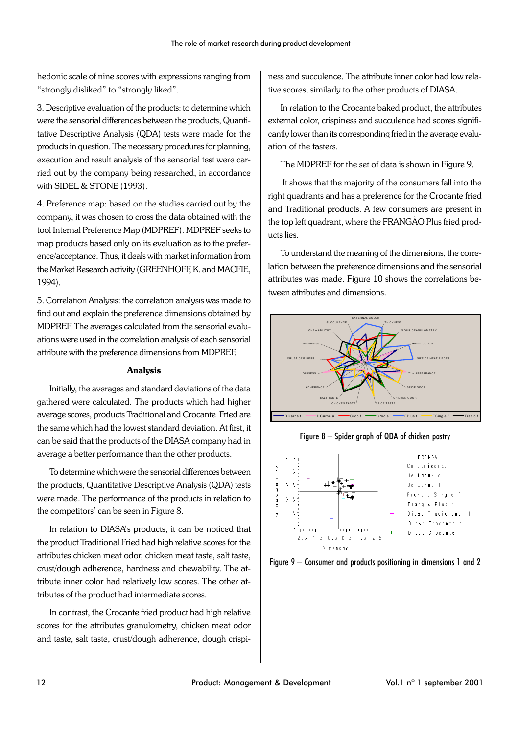hedonic scale of nine scores with expressions ranging from "strongly disliked" to "strongly liked".

3. Descriptive evaluation of the products: to determine which were the sensorial differences between the products, Quantitative Descriptive Analysis (QDA) tests were made for the products in question. The necessary procedures for planning, execution and result analysis of the sensorial test were carried out by the company being researched, in accordance with SIDEL & STONE (1993).

4. Preference map: based on the studies carried out by the company, it was chosen to cross the data obtained with the tool Internal Preference Map (MDPREF). MDPREF seeks to map products based only on its evaluation as to the preference/acceptance. Thus, it deals with market information from the Market Research activity (GREENHOFF, K. and MACFIE, 1994).

5. Correlation Analysis: the correlation analysis was made to find out and explain the preference dimensions obtained by MDPREF. The averages calculated from the sensorial evaluations were used in the correlation analysis of each sensorial attribute with the preference dimensions from MDPREF.

### Analysis

Initially, the averages and standard deviations of the data gathered were calculated. The products which had higher average scores, products Traditional and Crocante Fried are the same which had the lowest standard deviation. At first, it can be said that the products of the DIASA company had in average a better performance than the other products.

To determine which were the sensorial differences between the products, Quantitative Descriptive Analysis (QDA) tests were made. The performance of the products in relation to the competitors' can be seen in Figure 8.

In relation to DIASA's products, it can be noticed that the product Traditional Fried had high relative scores for the attributes chicken meat odor, chicken meat taste, salt taste, crust/dough adherence, hardness and chewability. The attribute inner color had relatively low scores. The other attributes of the product had intermediate scores.

In contrast, the Crocante fried product had high relative scores for the attributes granulometry, chicken meat odor and taste, salt taste, crust/dough adherence, dough crispiness and succulence. The attribute inner color had low relative scores, similarly to the other products of DIASA.

In relation to the Crocante baked product, the attributes external color, crispiness and succulence had scores significantly lower than its corresponding fried in the average evaluation of the tasters.

The MDPREF for the set of data is shown in Figure 9.

It shows that the majority of the consumers fall into the right quadrants and has a preference for the Crocante fried and Traditional products. A few consumers are present in the top left quadrant, where the FRANGÃO Plus fried products lies.

To understand the meaning of the dimensions, the correlation between the preference dimensions and the sensorial attributes was made. Figure 10 shows the correlations between attributes and dimensions.

Figure 8 – Spider graph of QDA of chicken pastry

Figure 9 – Consumer and products positioning in dimensions 1 and 2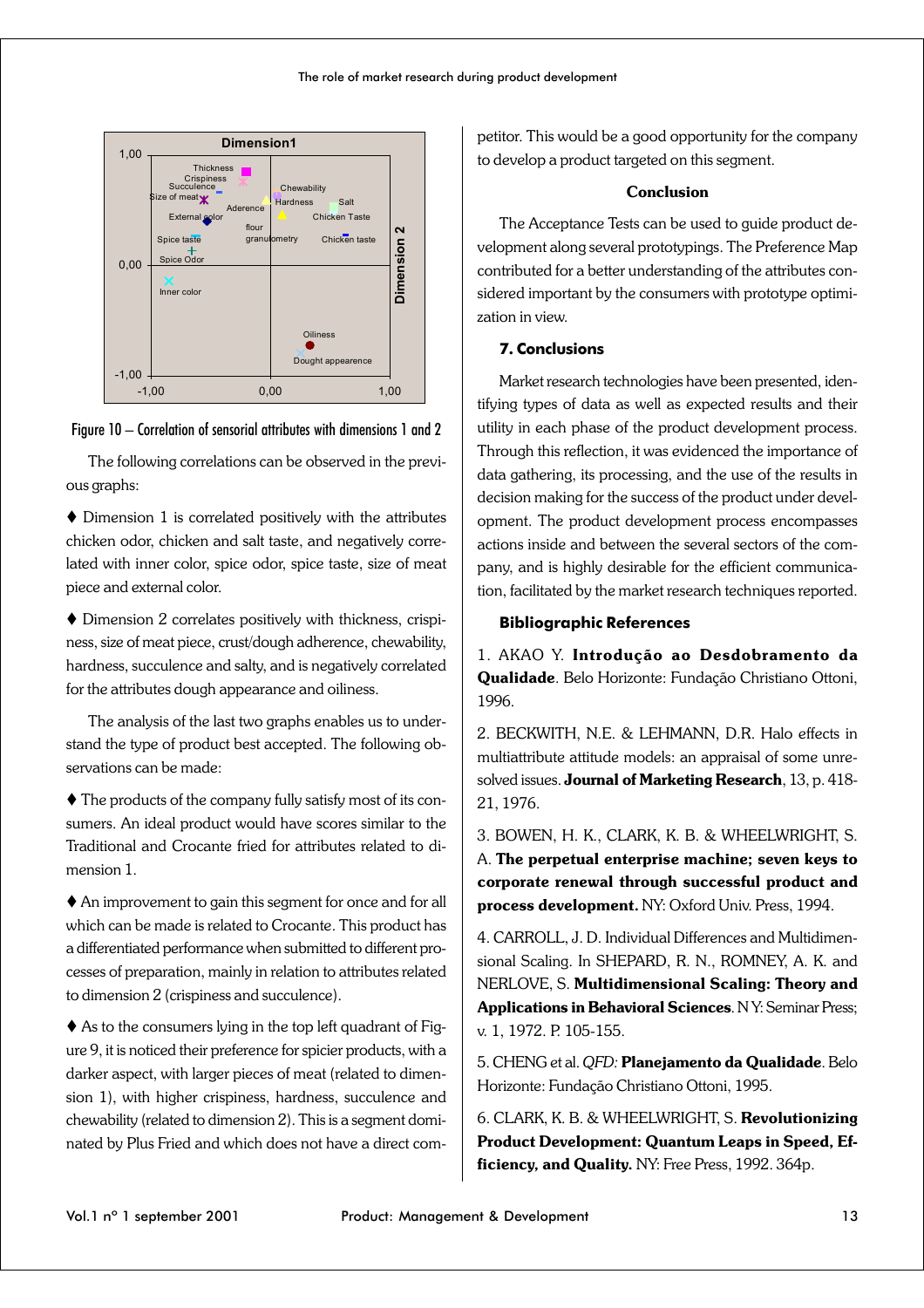Figure 10 – Correlation of sensorial attributes with dimensions 1 and 2

The following correlations can be observed in the previous graphs:

♦ Dimension 1 is correlated positively with the attributes chicken odor, chicken and salt taste, and negatively correlated with inner color, spice odor, spice taste, size of meat piece and external color.

♦ Dimension 2 correlates positively with thickness, crispiness, size of meat piece, crust/dough adherence, chewability, hardness, succulence and salty, and is negatively correlated for the attributes dough appearance and oiliness.

The analysis of the last two graphs enables us to understand the type of product best accepted. The following observations can be made:

♦ The products of the company fully satisfy most of its consumers. An ideal product would have scores similar to the Traditional and Crocante fried for attributes related to dimension 1.

♦ An improvement to gain this segment for once and for all which can be made is related to Crocante. This product has a differentiated performance when submitted to different processes of preparation, mainly in relation to attributes related to dimension 2 (crispiness and succulence).

♦ As to the consumers lying in the top left quadrant of Figure 9, it is noticed their preference for spicier products, with a darker aspect, with larger pieces of meat (related to dimension 1), with higher crispiness, hardness, succulence and chewability (related to dimension 2). This is a segment dominated by Plus Fried and which does not have a direct competitor. This would be a good opportunity for the company to develop a product targeted on this segment.

### Conclusion

The Acceptance Tests can be used to guide product development along several prototypings. The Preference Map contributed for a better understanding of the attributes considered important by the consumers with prototype optimization in view.

## 7. Conclusions

Market research technologies have been presented, identifying types of data as well as expected results and their utility in each phase of the product development process. Through this reflection, it was evidenced the importance of data gathering, its processing, and the use of the results in decision making for the success of the product under development. The product development process encompasses actions inside and between the several sectors of the company, and is highly desirable for the efficient communication, facilitated by the market research techniques reported.

## Bibliographic References

1. AKAO Y. **Introdução ao Desdobramento da Qualidade**. Belo Horizonte: Fundação Christiano Ottoni, 1996.

2. BECKWITH, N.E. & LEHMANN, D.R. Halo effects in multiattribute attitude models: an appraisal of some unresolved issues. **Journal of Marketing Research**, 13, p. 418-21, 1976.

3. BOWEN, H. K., CLARK, K. B. & WHEELWRIGHT, S. A. **The perpetual enterprise machine; seven keys to corporate renewal through successful product and process development.** NY: Oxford Univ. Press, 1994.

4. CARROLL, J. D. Individual Differences and Multidimensional Scaling. In SHEPARD, R. N., ROMNEY, A. K. and NERLOVE, S. **Multidimensional Scaling: Theory and Applications in Behavioral Sciences**. N Y: Seminar Press; v. 1, 1972. P. 105-155.

5. CHENG et al. *QFD:* **Planejamento da Qualidade**. Belo Horizonte: Fundação Christiano Ottoni, 1995.

6. CLARK, K. B. & WHEELWRIGHT, S. **Revolutionizing Product Development: Quantum Leaps in Speed, Efficiency, and Quality.** NY: Free Press, 1992. 364p.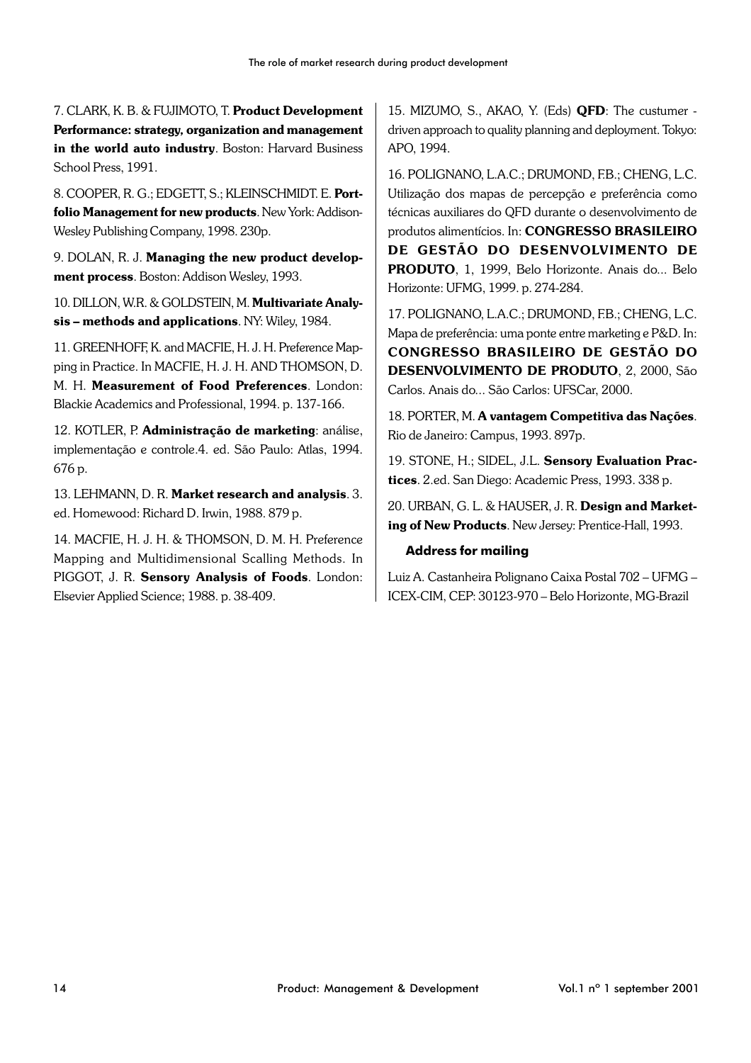7. CLARK, K. B. & FUJIMOTO, T. **Product Development Performance: strategy, organization and management in the world auto industry**. Boston: Harvard Business School Press, 1991.

8. COOPER, R. G.; EDGETT, S.; KLEINSCHMIDT. E. **Portfolio Management for new products**. New York: Addison-Wesley Publishing Company, 1998. 230p.

9. DOLAN, R. J. **Managing the new product development process**. Boston: Addison Wesley, 1993.

10. DILLON, W.R. & GOLDSTEIN, M. **Multivariate Analysis – methods and applications**. NY: Wiley, 1984.

11. GREENHOFF, K. and MACFIE, H. J. H. Preference Mapping in Practice. In MACFIE, H. J. H. AND THOMSON, D. M. H. **Measurement of Food Preferences**. London: Blackie Academics and Professional, 1994. p. 137-166.

12. KOTLER, P. **Administração de marketing**: análise, implementação e controle.4. ed. São Paulo: Atlas, 1994. 676 p.

13. LEHMANN, D. R. **Market research and analysis**. 3. ed. Homewood: Richard D. Irwin, 1988. 879 p.

14. MACFIE, H. J. H. & THOMSON, D. M. H. Preference Mapping and Multidimensional Scalling Methods. In PIGGOT, J. R. **Sensory Analysis of Foods**. London: Elsevier Applied Science; 1988. p. 38-409.

15. MIZUMO, S., AKAO, Y. (Eds) **QFD**: The custumer - driven approach to quality planning and deployment. Tokyo: APO, 1994.

16. POLIGNANO, L.A.C.; DRUMOND, F.B.; CHENG, L.C. Utilização dos mapas de percepção e preferência como técnicas auxiliares do QFD durante o desenvolvimento de produtos alimentícios. In: **CONGRESSO BRASILEIRO DE GESTÃO DO DESENVOLVIMENTO DE PRODUTO**, 1, 1999, Belo Horizonte. Anais do... Belo Horizonte: UFMG, 1999. p. 274-284.

17. POLIGNANO, L.A.C.; DRUMOND, F.B.; CHENG, L.C. Mapa de preferência: uma ponte entre marketing e P&D. In: **CONGRESSO BRASILEIRO DE GESTÃO DO DESENVOLVIMENTO DE PRODUTO**, 2, 2000, São Carlos. Anais do... São Carlos: UFSCar, 2000.

18. PORTER, M. **A vantagem Competitiva das Nações**. Rio de Janeiro: Campus, 1993. 897p.

19. STONE, H.; SIDEL, J.L. **Sensory Evaluation Practices**. 2.ed. San Diego: Academic Press, 1993. 338 p.

20. URBAN, G. L. & HAUSER, J. R. **Design and Marketing of New Products**. New Jersey: Prentice-Hall, 1993.

### Address for mailing

Luiz A. Castanheira Polignano Caixa Postal 702 – UFMG – ICEX-CIM, CEP: 30123-970 – Belo Horizonte, MG-Brazil